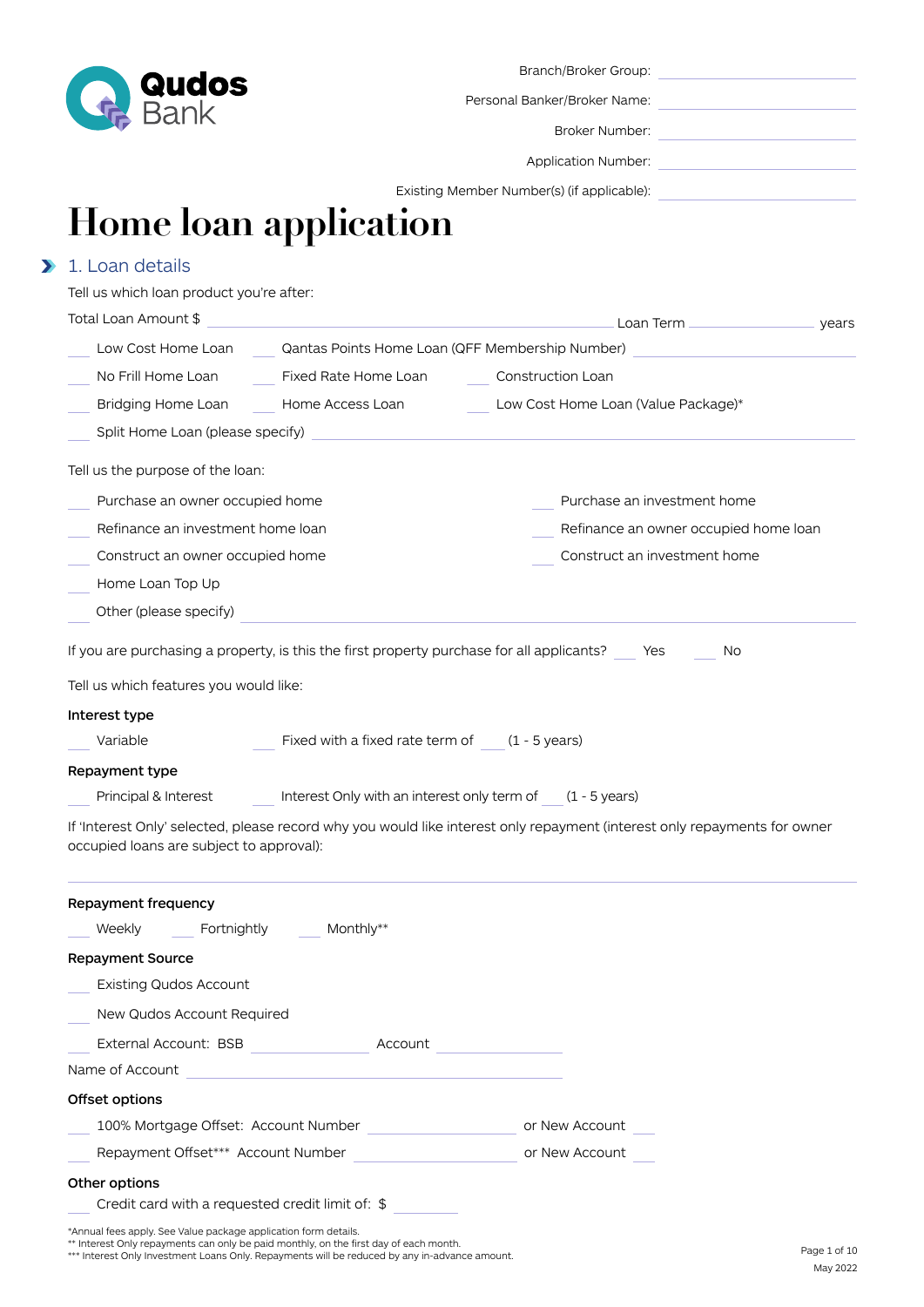Qudos Bank

Branch/Broker Group: ______________________

Personal Banker/Broker Name: ______________________

Broker Number: ______________________

Application Number: ______________________

Existing Member Number(s) (if applicable): ______________________

# Home loan application

## 1. Loan details

Tell us which loan product you're after:

Total Loan Amount $ ______________________ Loan Term __________ years

- ___ Low Cost Home Loan
- ___ Qantas Points Home Loan (QFF Membership Number) ______________________
- ___ No Frill Home Loan
- ___ Fixed Rate Home Loan
- ___ Construction Loan
- ___ Bridging Home Loan
- ___ Home Access Loan
- ___ Low Cost Home Loan (Value Package)*
- ___ Split Home Loan (please specify) ______________________

Tell us the purpose of the loan:

- ___ Purchase an owner occupied home
- ___ Purchase an investment home
- ___ Refinance an investment home loan
- ___ Refinance an owner occupied home loan
- ___ Construct an owner occupied home
- ___ Construct an investment home
- ___ Home Loan Top Up
- ___ Other (please specify) ______________________

If you are purchasing a property, is this the first property purchase for all applicants? ___ Yes ___ No

Tell us which features you would like:

**Interest type**

- ___ Variable
- ___ Fixed with a fixed rate term of ___ (1 - 5 years)

**Repayment type**

- ___ Principal & Interest
- ___ Interest Only with an interest only term of ___ (1 - 5 years)

If 'Interest Only' selected, please record why you would like interest only repayment (interest only repayments for owner occupied loans are subject to approval):

______________________

**Repayment frequency**

- ___ Weekly
- ___ Fortnightly
- ___ Monthly**

**Repayment Source**

- ___ Existing Qudos Account
- ___ New Qudos Account Required
- ___ External Account: BSB __________ Account __________

Name of Account ______________________

**Offset options**

- ___ 100% Mortgage Offset: Account Number __________ or New Account ___
- ___ Repayment Offset*** Account Number __________ or New Account ___

**Other options**

- ___ Credit card with a requested credit limit of: $ __________

*Annual fees apply. See Value package application form details.
** Interest Only repayments can only be paid monthly, on the first day of each month.
*** Interest Only Investment Loans Only. Repayments will be reduced by any in-advance amount.

May 2022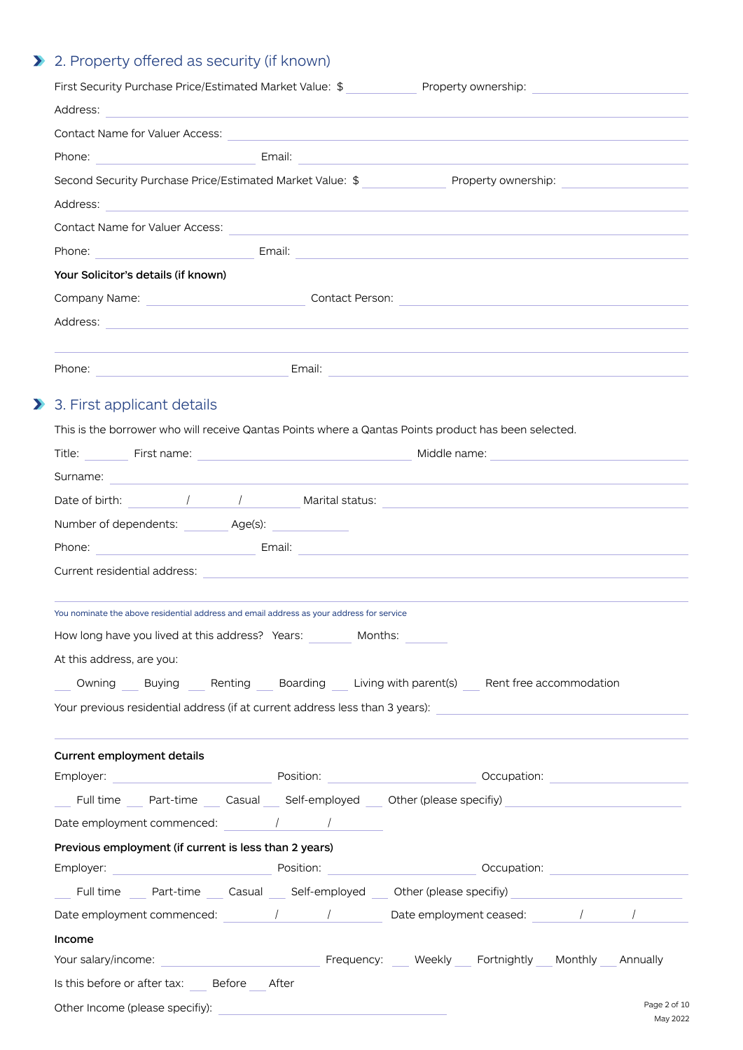## 2. Property offered as security (if known)

First Security Purchase Price/Estimated Market Value: $ __________ Property ownership: __________

Address: __________

Contact Name for Valuer Access: __________

Phone: __________ Email: __________

Second Security Purchase Price/Estimated Market Value: $ __________ Property ownership: __________

Address: __________

Contact Name for Valuer Access: __________

Phone: __________ Email: __________

**Your Solicitor's details (if known)**

Company Name: __________ Contact Person: __________

Address: __________

__________

Phone: __________ Email: __________

## 3. First applicant details

This is the borrower who will receive Qantas Points where a Qantas Points product has been selected.

Title: ______ First name: __________ Middle name: __________

Surname: __________

Date of birth: ____ / ____ / ____ Marital status: __________

Number of dependents: ______ Age(s): ______

Phone: __________ Email: __________

Current residential address: __________

__________

You nominate the above residential address and email address as your address for service

How long have you lived at this address? Years: ______ Months: ______

At this address, are you:

___ Owning ___ Buying ___ Renting ___ Boarding ___ Living with parent(s) ___ Rent free accommodation

Your previous residential address (if at current address less than 3 years): __________

__________

**Current employment details**

Employer: __________ Position: __________ Occupation: __________

___ Full time ___ Part-time ___ Casual ___ Self-employed ___ Other (please specifiy) __________

Date employment commenced: ____ / ____ / ____

**Previous employment (if current is less than 2 years)**

Employer: __________ Position: __________ Occupation: __________

___ Full time ___ Part-time ___ Casual ___ Self-employed ___ Other (please specifiy) __________

Date employment commenced: ____ / ____ / ____ Date employment ceased: ____ / ____ / ____

**Income**

Your salary/income: __________ Frequency: ___ Weekly ___ Fortnightly ___ Monthly ___ Annually

Is this before or after tax: ___ Before ___ After

Other Income (please specifiy): __________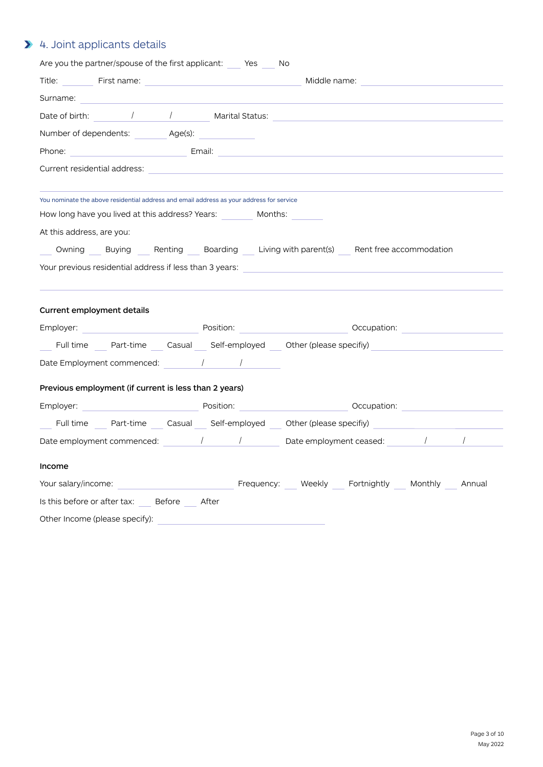## 4. Joint applicants details

Are you the partner/spouse of the first applicant: ___ Yes ___ No

Title: ______ First name: ________________________ Middle name: ________________________

Surname: ________________________________________________

Date of birth: ____/____/____ Marital Status: ________________________

Number of dependents: ______ Age(s): __________

Phone: ____________________ Email: ________________________________________

Current residential address: ________________________________________________

________________________________________________________________

You nominate the above residential address and email address as your address for service

How long have you lived at this address? Years: ______ Months: ______

At this address, are you:

___ Owning ___ Buying ___ Renting ___ Boarding ___ Living with parent(s) ___ Rent free accommodation

Your previous residential address if less than 3 years: ________________________________________

________________________________________________________________

**Current employment details**

Employer: ____________________ Position: ____________________ Occupation: ____________________

___ Full time ___ Part-time ___ Casual ___ Self-employed ___ Other (please specifiy) ____________________

Date Employment commenced: ____/____/____

**Previous employment (if current is less than 2 years)**

Employer: ____________________ Position: ____________________ Occupation: ____________________

___ Full time ___ Part-time ___ Casual ___ Self-employed ___ Other (please specifiy) ____________________

Date employment commenced: ____/____/____ Date employment ceased: ____/____/____

**Income**

Your salary/income: ____________________ Frequency: ___ Weekly ___ Fortnightly ___ Monthly ___ Annual

Is this before or after tax: ___ Before ___ After

Other Income (please specify): ________________________________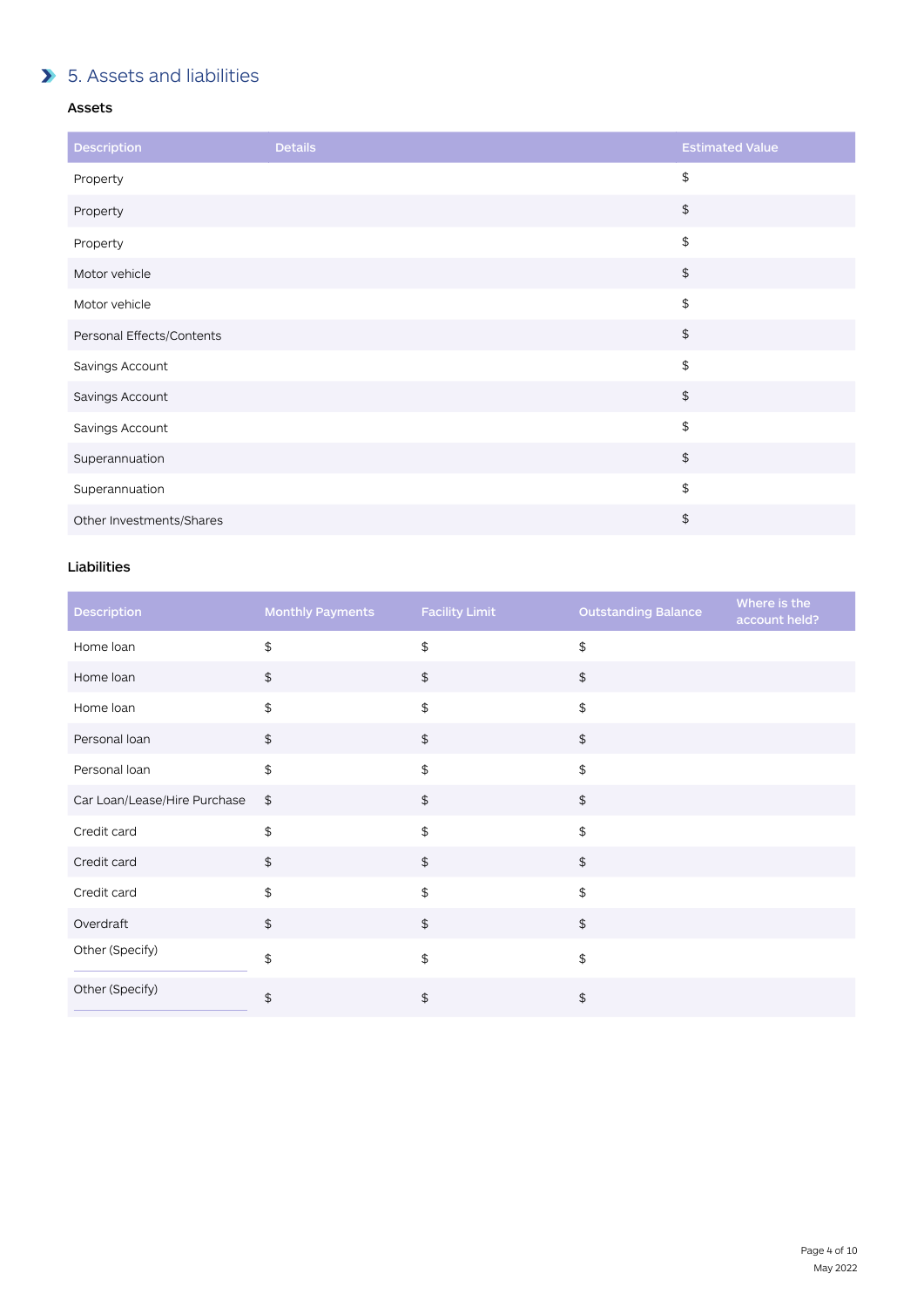## 5. Assets and liabilities

### Assets

| Description | Details | Estimated Value |
|---|---|---|
| Property | | $ |
| Property | | $ |
| Property | | $ |
| Motor vehicle | | $ |
| Motor vehicle | | $ |
| Personal Effects/Contents | | $ |
| Savings Account | | $ |
| Savings Account | | $ |
| Savings Account | | $ |
| Superannuation | | $ |
| Superannuation | | $ |
| Other Investments/Shares | | $ |

### Liabilities

| Description | Monthly Payments | Facility Limit | Outstanding Balance | Where is the account held? |
|---|---|---|---|---|
| Home loan | $ | $ | $ | |
| Home loan | $ | $ | $ | |
| Home loan | $ | $ | $ | |
| Personal loan | $ | $ | $ | |
| Personal loan | $ | $ | $ | |
| Car Loan/Lease/Hire Purchase | $ | $ | $ | |
| Credit card | $ | $ | $ | |
| Credit card | $ | $ | $ | |
| Credit card | $ | $ | $ | |
| Overdraft | $ | $ | $ | |
| Other (Specify) | $ | $ | $ | |
| Other (Specify) | $ | $ | $ | |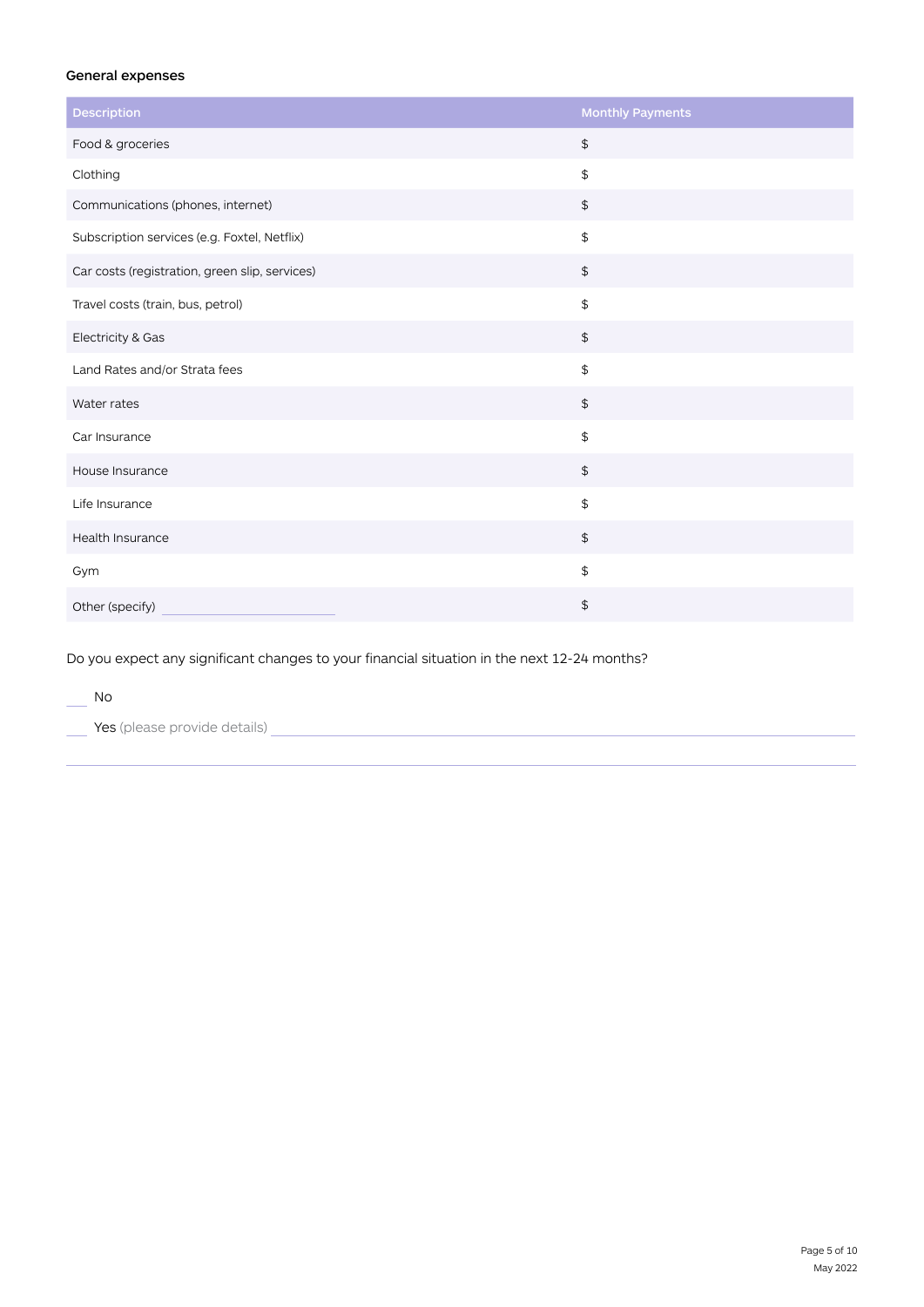### General expenses

| Description | Monthly Payments |
| --- | --- |
| Food & groceries | $ |
| Clothing | $ |
| Communications (phones, internet) | $ |
| Subscription services (e.g. Foxtel, Netflix) | $ |
| Car costs (registration, green slip, services) | $ |
| Travel costs (train, bus, petrol) | $ |
| Electricity & Gas | $ |
| Land Rates and/or Strata fees | $ |
| Water rates | $ |
| Car Insurance | $ |
| House Insurance | $ |
| Life Insurance | $ |
| Health Insurance | $ |
| Gym | $ |
| Other (specify) ______________ | $ |

Do you expect any significant changes to your financial situation in the next 12-24 months?

___ No

___ Yes (please provide details) ______________________________________________

______________________________________________________________________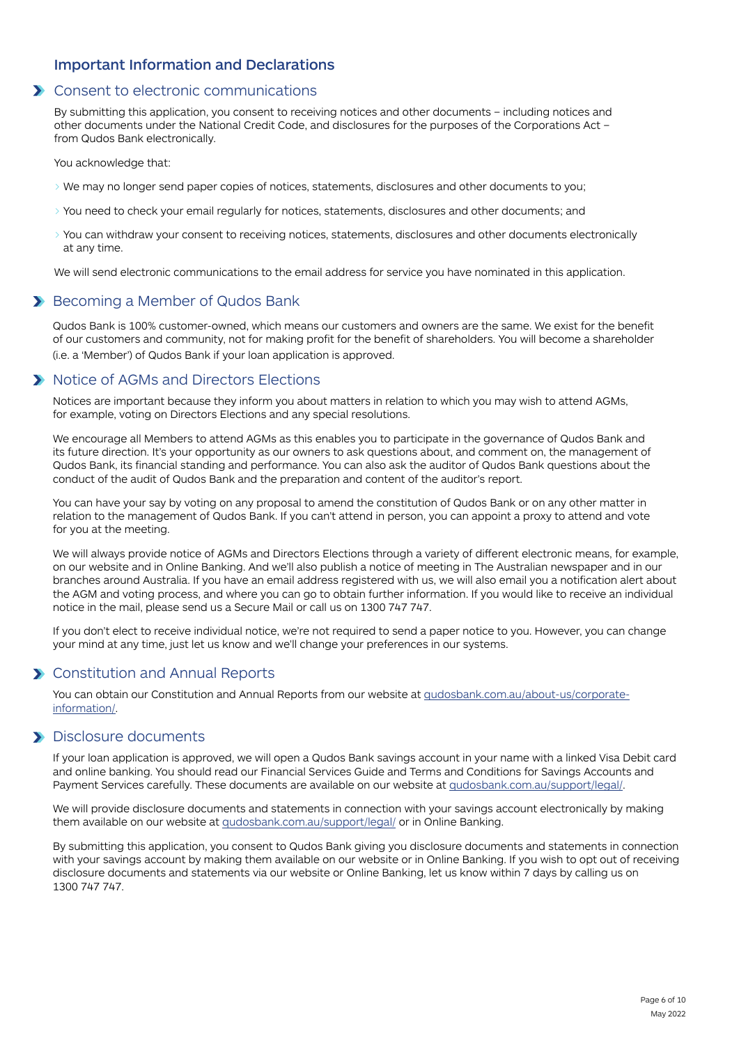## Important Information and Declarations

### Consent to electronic communications

By submitting this application, you consent to receiving notices and other documents – including notices and other documents under the National Credit Code, and disclosures for the purposes of the Corporations Act – from Qudos Bank electronically.

You acknowledge that:

- We may no longer send paper copies of notices, statements, disclosures and other documents to you;
- You need to check your email regularly for notices, statements, disclosures and other documents; and
- You can withdraw your consent to receiving notices, statements, disclosures and other documents electronically at any time.

We will send electronic communications to the email address for service you have nominated in this application.

### Becoming a Member of Qudos Bank

Qudos Bank is 100% customer-owned, which means our customers and owners are the same. We exist for the benefit of our customers and community, not for making profit for the benefit of shareholders. You will become a shareholder (i.e. a 'Member') of Qudos Bank if your loan application is approved.

### Notice of AGMs and Directors Elections

Notices are important because they inform you about matters in relation to which you may wish to attend AGMs, for example, voting on Directors Elections and any special resolutions.

We encourage all Members to attend AGMs as this enables you to participate in the governance of Qudos Bank and its future direction. It's your opportunity as our owners to ask questions about, and comment on, the management of Qudos Bank, its financial standing and performance. You can also ask the auditor of Qudos Bank questions about the conduct of the audit of Qudos Bank and the preparation and content of the auditor's report.

You can have your say by voting on any proposal to amend the constitution of Qudos Bank or on any other matter in relation to the management of Qudos Bank. If you can't attend in person, you can appoint a proxy to attend and vote for you at the meeting.

We will always provide notice of AGMs and Directors Elections through a variety of different electronic means, for example, on our website and in Online Banking. And we'll also publish a notice of meeting in The Australian newspaper and in our branches around Australia. If you have an email address registered with us, we will also email you a notification alert about the AGM and voting process, and where you can go to obtain further information. If you would like to receive an individual notice in the mail, please send us a Secure Mail or call us on 1300 747 747.

If you don't elect to receive individual notice, we're not required to send a paper notice to you. However, you can change your mind at any time, just let us know and we'll change your preferences in our systems.

### Constitution and Annual Reports

You can obtain our Constitution and Annual Reports from our website at qudosbank.com.au/about-us/corporate-information/.

### Disclosure documents

If your loan application is approved, we will open a Qudos Bank savings account in your name with a linked Visa Debit card and online banking. You should read our Financial Services Guide and Terms and Conditions for Savings Accounts and Payment Services carefully. These documents are available on our website at qudosbank.com.au/support/legal/.

We will provide disclosure documents and statements in connection with your savings account electronically by making them available on our website at qudosbank.com.au/support/legal/ or in Online Banking.

By submitting this application, you consent to Qudos Bank giving you disclosure documents and statements in connection with your savings account by making them available on our website or in Online Banking. If you wish to opt out of receiving disclosure documents and statements via our website or Online Banking, let us know within 7 days by calling us on 1300 747 747.

May 2022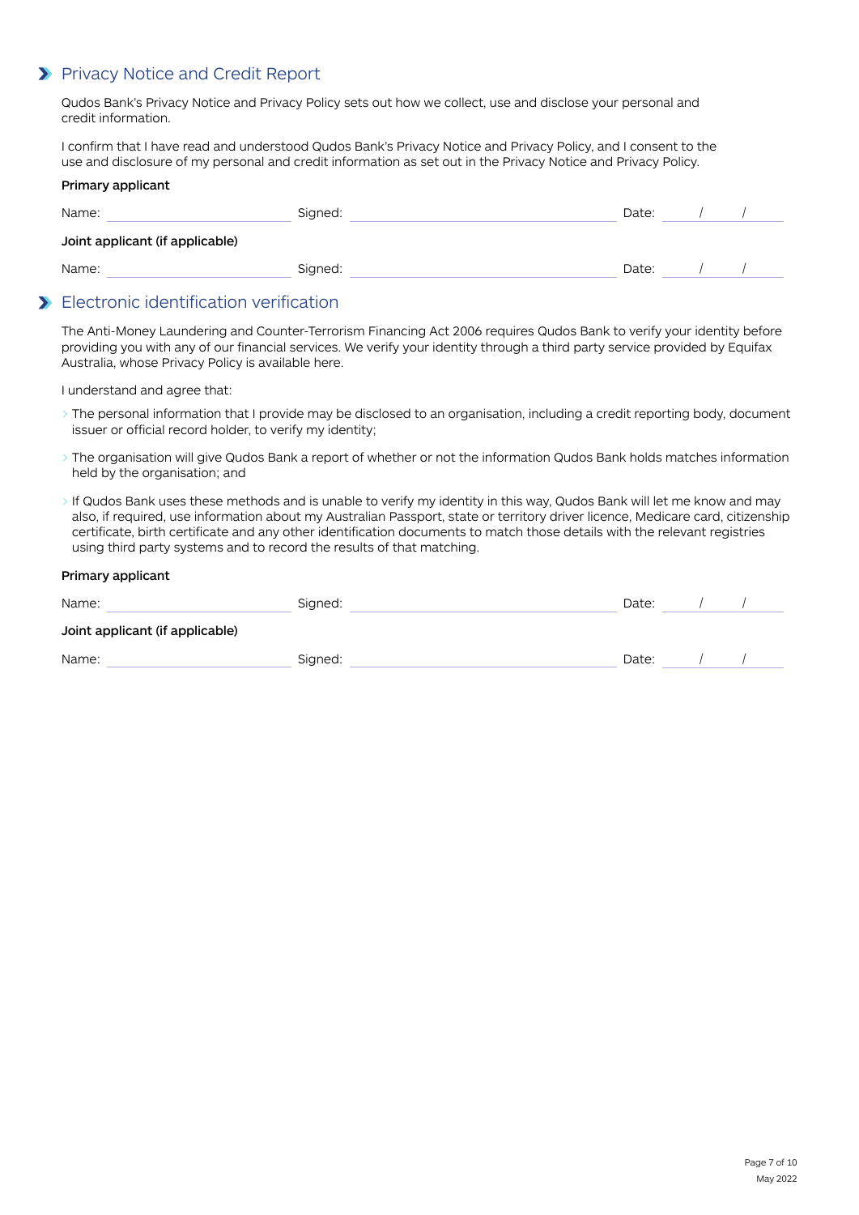## Privacy Notice and Credit Report

Qudos Bank's Privacy Notice and Privacy Policy sets out how we collect, use and disclose your personal and credit information.

I confirm that I have read and understood Qudos Bank's Privacy Notice and Privacy Policy, and I consent to the use and disclosure of my personal and credit information as set out in the Privacy Notice and Privacy Policy.

**Primary applicant**

Name: ______________________ Signed: ______________________________ Date: ____ / ____ / ____

**Joint applicant (if applicable)**

Name: ______________________ Signed: ______________________________ Date: ____ / ____ / ____

## Electronic identification verification

The Anti-Money Laundering and Counter-Terrorism Financing Act 2006 requires Qudos Bank to verify your identity before providing you with any of our financial services. We verify your identity through a third party service provided by Equifax Australia, whose Privacy Policy is available here.

I understand and agree that:

- The personal information that I provide may be disclosed to an organisation, including a credit reporting body, document issuer or official record holder, to verify my identity;
- The organisation will give Qudos Bank a report of whether or not the information Qudos Bank holds matches information held by the organisation; and
- If Qudos Bank uses these methods and is unable to verify my identity in this way, Qudos Bank will let me know and may also, if required, use information about my Australian Passport, state or territory driver licence, Medicare card, citizenship certificate, birth certificate and any other identification documents to match those details with the relevant registries using third party systems and to record the results of that matching.

**Primary applicant**

Name: ______________________ Signed: ______________________________ Date: ____ / ____ / ____

**Joint applicant (if applicable)**

Name: ______________________ Signed: ______________________________ Date: ____ / ____ / ____

May 2022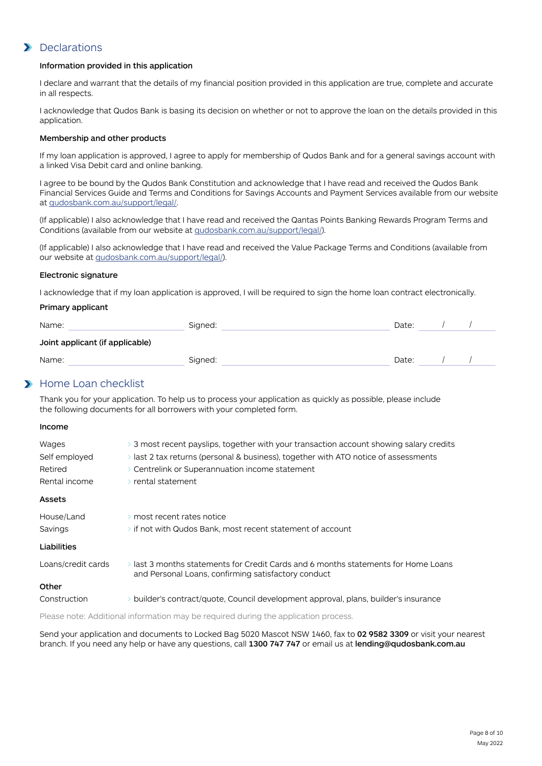## Declarations

### Information provided in this application

I declare and warrant that the details of my financial position provided in this application are true, complete and accurate in all respects.

I acknowledge that Qudos Bank is basing its decision on whether or not to approve the loan on the details provided in this application.

### Membership and other products

If my loan application is approved, I agree to apply for membership of Qudos Bank and for a general savings account with a linked Visa Debit card and online banking.

I agree to be bound by the Qudos Bank Constitution and acknowledge that I have read and received the Qudos Bank Financial Services Guide and Terms and Conditions for Savings Accounts and Payment Services available from our website at qudosbank.com.au/support/legal/.

(If applicable) I also acknowledge that I have read and received the Qantas Points Banking Rewards Program Terms and Conditions (available from our website at qudosbank.com.au/support/legal/).

(If applicable) I also acknowledge that I have read and received the Value Package Terms and Conditions (available from our website at qudosbank.com.au/support/legal/).

### Electronic signature

I acknowledge that if my loan application is approved, I will be required to sign the home loan contract electronically.

**Primary applicant**

Name: ______________________ Signed: ______________________________ Date: ____ / ____ / ____

**Joint applicant (if applicable)**

Name: ______________________ Signed: ______________________________ Date: ____ / ____ / ____

## Home Loan checklist

Thank you for your application. To help us to process your application as quickly as possible, please include the following documents for all borrowers with your completed form.

### Income

| | |
|---|---|
| Wages | 3 most recent payslips, together with your transaction account showing salary credits |
| Self employed | last 2 tax returns (personal & business), together with ATO notice of assessments |
| Retired | Centrelink or Superannuation income statement |
| Rental income | rental statement |

### Assets

| | |
|---|---|
| House/Land | most recent rates notice |
| Savings | if not with Qudos Bank, most recent statement of account |

### Liabilities

| | |
|---|---|
| Loans/credit cards | last 3 months statements for Credit Cards and 6 months statements for Home Loans and Personal Loans, confirming satisfactory conduct |

### Other

| | |
|---|---|
| Construction | builder's contract/quote, Council development approval, plans, builder's insurance |

Please note: Additional information may be required during the application process.

Send your application and documents to Locked Bag 5020 Mascot NSW 1460, fax to **02 9582 3309** or visit your nearest branch. If you need any help or have any questions, call **1300 747 747** or email us at **lending@qudosbank.com.au**

May 2022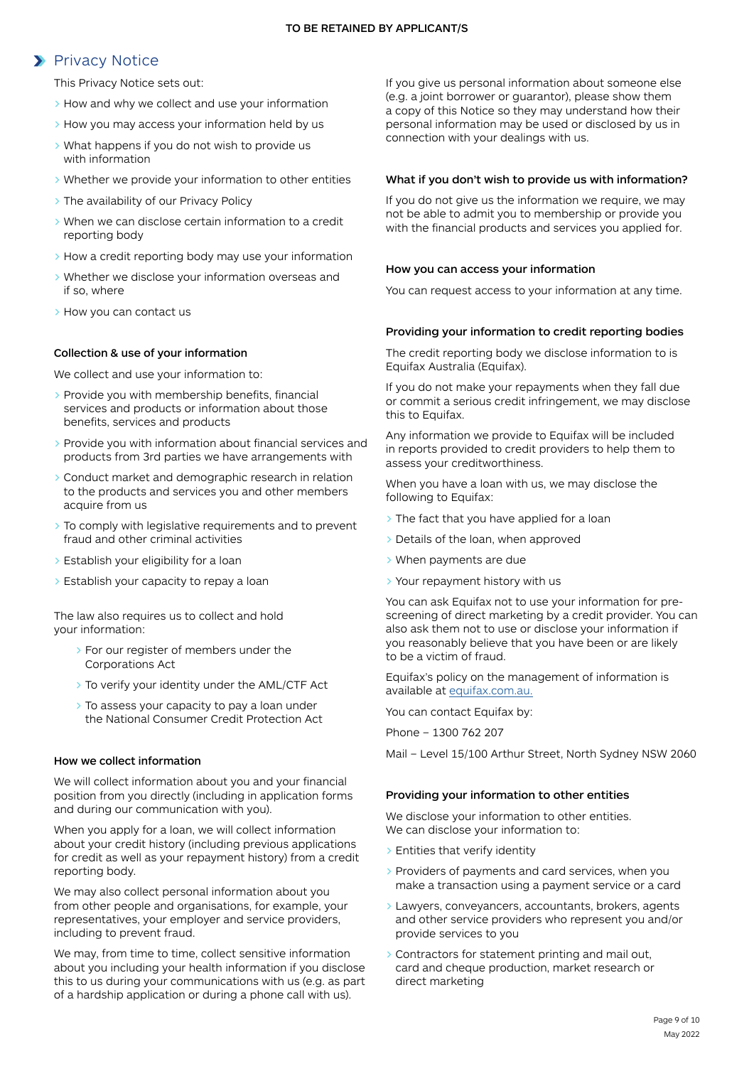TO BE RETAINED BY APPLICANT/S

## Privacy Notice

This Privacy Notice sets out:

- How and why we collect and use your information
- How you may access your information held by us
- What happens if you do not wish to provide us with information
- Whether we provide your information to other entities
- The availability of our Privacy Policy
- When we can disclose certain information to a credit reporting body
- How a credit reporting body may use your information
- Whether we disclose your information overseas and if so, where
- How you can contact us

### Collection & use of your information

We collect and use your information to:

- Provide you with membership benefits, financial services and products or information about those benefits, services and products
- Provide you with information about financial services and products from 3rd parties we have arrangements with
- Conduct market and demographic research in relation to the products and services you and other members acquire from us
- To comply with legislative requirements and to prevent fraud and other criminal activities
- Establish your eligibility for a loan
- Establish your capacity to repay a loan

The law also requires us to collect and hold your information:

- For our register of members under the Corporations Act
- To verify your identity under the AML/CTF Act
- To assess your capacity to pay a loan under the National Consumer Credit Protection Act

### How we collect information

We will collect information about you and your financial position from you directly (including in application forms and during our communication with you).

When you apply for a loan, we will collect information about your credit history (including previous applications for credit as well as your repayment history) from a credit reporting body.

We may also collect personal information about you from other people and organisations, for example, your representatives, your employer and service providers, including to prevent fraud.

We may, from time to time, collect sensitive information about you including your health information if you disclose this to us during your communications with us (e.g. as part of a hardship application or during a phone call with us).

If you give us personal information about someone else (e.g. a joint borrower or guarantor), please show them a copy of this Notice so they may understand how their personal information may be used or disclosed by us in connection with your dealings with us.

### What if you don't wish to provide us with information?

If you do not give us the information we require, we may not be able to admit you to membership or provide you with the financial products and services you applied for.

### How you can access your information

You can request access to your information at any time.

### Providing your information to credit reporting bodies

The credit reporting body we disclose information to is Equifax Australia (Equifax).

If you do not make your repayments when they fall due or commit a serious credit infringement, we may disclose this to Equifax.

Any information we provide to Equifax will be included in reports provided to credit providers to help them to assess your creditworthiness.

When you have a loan with us, we may disclose the following to Equifax:

- The fact that you have applied for a loan
- Details of the loan, when approved
- When payments are due
- Your repayment history with us

You can ask Equifax not to use your information for pre-screening of direct marketing by a credit provider. You can also ask them not to use or disclose your information if you reasonably believe that you have been or are likely to be a victim of fraud.

Equifax's policy on the management of information is available at equifax.com.au.

You can contact Equifax by:

Phone – 1300 762 207

Mail – Level 15/100 Arthur Street, North Sydney NSW 2060

### Providing your information to other entities

We disclose your information to other entities. We can disclose your information to:

- Entities that verify identity
- Providers of payments and card services, when you make a transaction using a payment service or a card
- Lawyers, conveyancers, accountants, brokers, agents and other service providers who represent you and/or provide services to you
- Contractors for statement printing and mail out, card and cheque production, market research or direct marketing

May 2022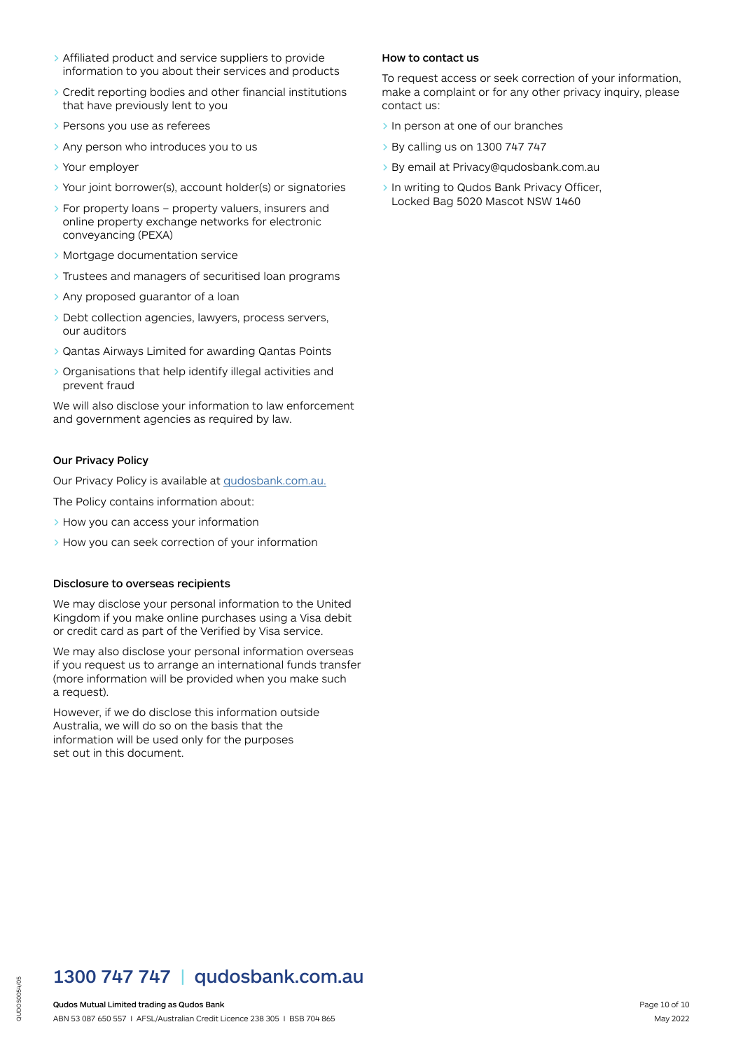- Affiliated product and service suppliers to provide information to you about their services and products
- Credit reporting bodies and other financial institutions that have previously lent to you
- Persons you use as referees
- Any person who introduces you to us
- Your employer
- Your joint borrower(s), account holder(s) or signatories
- For property loans – property valuers, insurers and online property exchange networks for electronic conveyancing (PEXA)
- Mortgage documentation service
- Trustees and managers of securitised loan programs
- Any proposed guarantor of a loan
- Debt collection agencies, lawyers, process servers, our auditors
- Qantas Airways Limited for awarding Qantas Points
- Organisations that help identify illegal activities and prevent fraud

We will also disclose your information to law enforcement and government agencies as required by law.

#### Our Privacy Policy

Our Privacy Policy is available at qudosbank.com.au.

The Policy contains information about:

- How you can access your information
- How you can seek correction of your information

#### Disclosure to overseas recipients

We may disclose your personal information to the United Kingdom if you make online purchases using a Visa debit or credit card as part of the Verified by Visa service.

We may also disclose your personal information overseas if you request us to arrange an international funds transfer (more information will be provided when you make such a request).

However, if we do disclose this information outside Australia, we will do so on the basis that the information will be used only for the purposes set out in this document.

#### How to contact us

To request access or seek correction of your information, make a complaint or for any other privacy inquiry, please contact us:

- In person at one of our branches
- By calling us on 1300 747 747
- By email at Privacy@qudosbank.com.au
- In writing to Qudos Bank Privacy Officer, Locked Bag 5020 Mascot NSW 1460

## 1300 747 747 | qudosbank.com.au

**Qudos Mutual Limited trading as Qudos Bank**

ABN 53 087 650 557 I AFSL/Australian Credit Licence 238 305 I BSB 704 865

May 2022

QUDOS0054/05